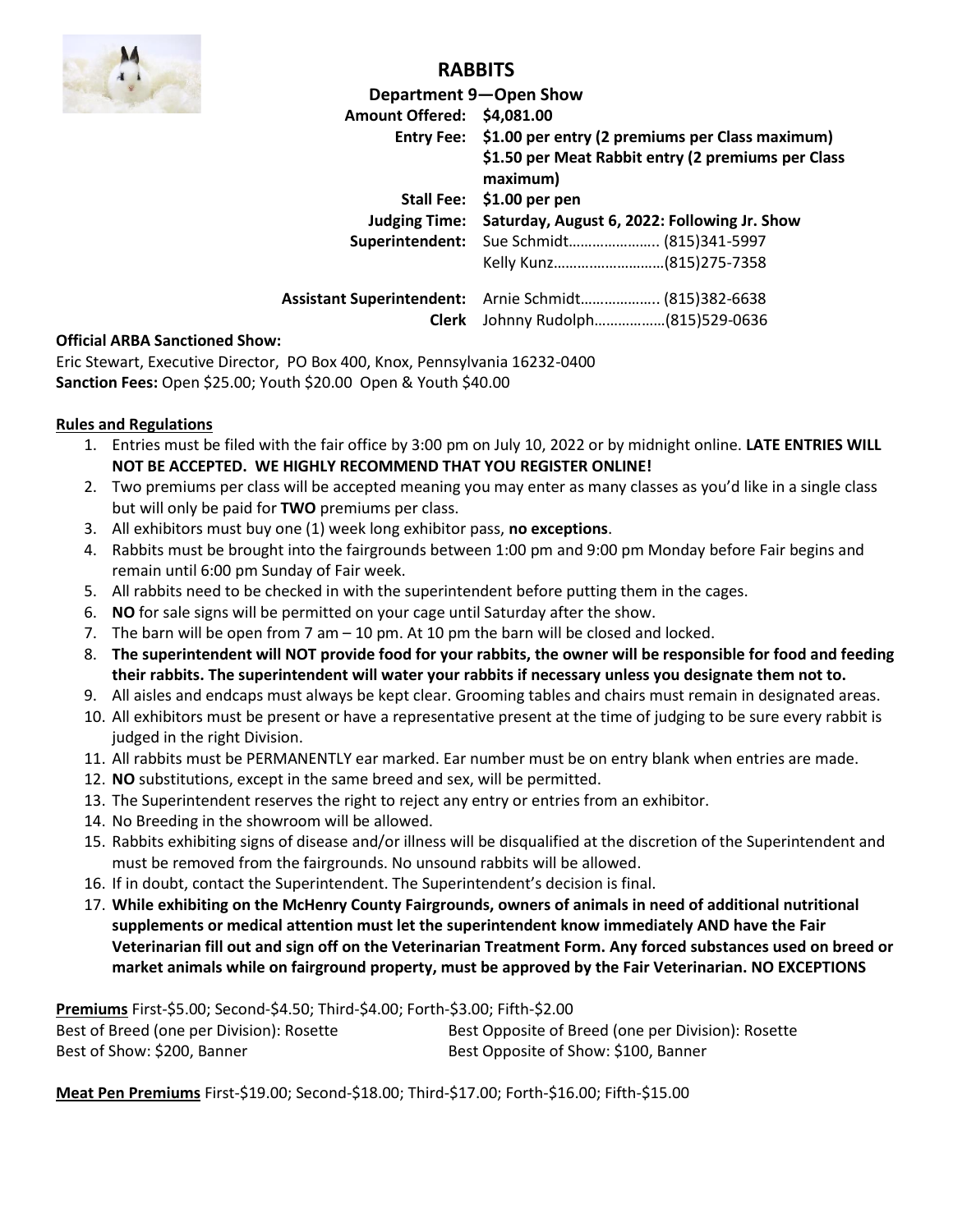# RABBITS

**Department 9—Open Show**

**Amount Offered:** $4,081.00

**Entry Fee:** **$1.00 per entry (2 premiums per Class maximum)**
**$1.50 per Meat Rabbit entry (2 premiums per Class maximum)**

**Stall Fee:** **$1.00 per pen**

**Judging Time:** **Saturday, August 6, 2022: Following Jr. Show**

**Superintendent:** Sue Schmidt………………….. (815)341-5997
Kelly Kunz………………………(815)275-7358

**Assistant Superintendent:** Arnie Schmidt……………….. (815)382-6638

**Clerk** Johnny Rudolph………………(815)529-0636

**Official ARBA Sanctioned Show:**
Eric Stewart, Executive Director, PO Box 400, Knox, Pennsylvania 16232-0400
**Sanction Fees:** Open $25.00; Youth $20.00 Open & Youth $40.00

**Rules and Regulations**

1. Entries must be filed with the fair office by 3:00 pm on July 10, 2022 or by midnight online. **LATE ENTRIES WILL NOT BE ACCEPTED. WE HIGHLY RECOMMEND THAT YOU REGISTER ONLINE!**
2. Two premiums per class will be accepted meaning you may enter as many classes as you'd like in a single class but will only be paid for **TWO** premiums per class.
3. All exhibitors must buy one (1) week long exhibitor pass, **no exceptions**.
4. Rabbits must be brought into the fairgrounds between 1:00 pm and 9:00 pm Monday before Fair begins and remain until 6:00 pm Sunday of Fair week.
5. All rabbits need to be checked in with the superintendent before putting them in the cages.
6. **NO** for sale signs will be permitted on your cage until Saturday after the show.
7. The barn will be open from 7 am – 10 pm. At 10 pm the barn will be closed and locked.
8. **The superintendent will NOT provide food for your rabbits, the owner will be responsible for food and feeding their rabbits. The superintendent will water your rabbits if necessary unless you designate them not to.**
9. All aisles and endcaps must always be kept clear. Grooming tables and chairs must remain in designated areas.
10. All exhibitors must be present or have a representative present at the time of judging to be sure every rabbit is judged in the right Division.
11. All rabbits must be PERMANENTLY ear marked. Ear number must be on entry blank when entries are made.
12. **NO** substitutions, except in the same breed and sex, will be permitted.
13. The Superintendent reserves the right to reject any entry or entries from an exhibitor.
14. No Breeding in the showroom will be allowed.
15. Rabbits exhibiting signs of disease and/or illness will be disqualified at the discretion of the Superintendent and must be removed from the fairgrounds. No unsound rabbits will be allowed.
16. If in doubt, contact the Superintendent. The Superintendent's decision is final.
17. **While exhibiting on the McHenry County Fairgrounds, owners of animals in need of additional nutritional supplements or medical attention must let the superintendent know immediately AND have the Fair Veterinarian fill out and sign off on the Veterinarian Treatment Form. Any forced substances used on breed or market animals while on fairground property, must be approved by the Fair Veterinarian. NO EXCEPTIONS**

**Premiums** First-$5.00; Second-$4.50; Third-$4.00; Forth-$3.00; Fifth-$2.00

Best of Breed (one per Division): Rosette
Best Opposite of Breed (one per Division): Rosette
Best of Show: $200, Banner
Best Opposite of Show: $100, Banner

**Meat Pen Premiums** First-$19.00; Second-$18.00; Third-$17.00; Forth-$16.00; Fifth-$15.00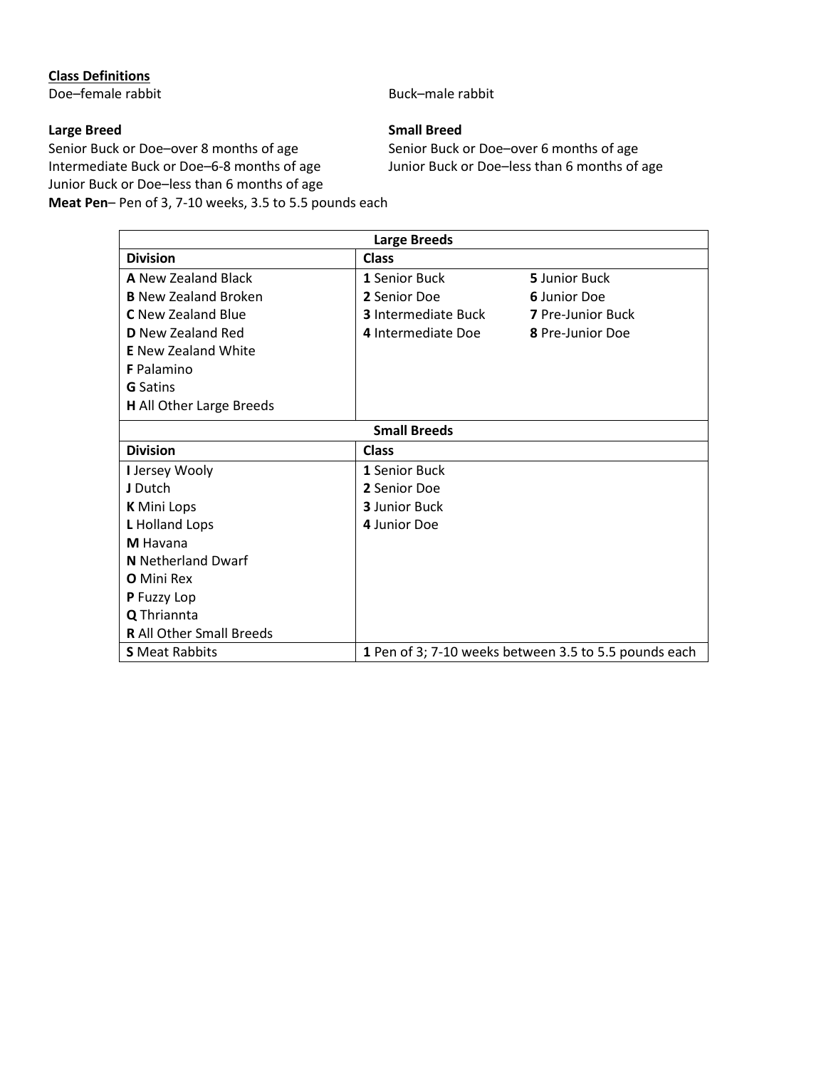**Class Definitions**

Doe–female rabbit

Buck–male rabbit

**Large Breed**

Senior Buck or Doe–over 8 months of age

Intermediate Buck or Doe–6-8 months of age

Junior Buck or Doe–less than 6 months of age

**Meat Pen**– Pen of 3, 7-10 weeks, 3.5 to 5.5 pounds each

**Small Breed**

Senior Buck or Doe–over 6 months of age

Junior Buck or Doe–less than 6 months of age

| **Large Breeds** | | |
|---|---|---|
| **Division** | **Class** | |
| **A** New Zealand Black | **1** Senior Buck | **5** Junior Buck |
| **B** New Zealand Broken | **2** Senior Doe | **6** Junior Doe |
| **C** New Zealand Blue | **3** Intermediate Buck | **7** Pre-Junior Buck |
| **D** New Zealand Red | **4** Intermediate Doe | **8** Pre-Junior Doe |
| **E** New Zealand White | | |
| **F** Palamino | | |
| **G** Satins | | |
| **H** All Other Large Breeds | | |
| **Small Breeds** | | |
| **Division** | **Class** | |
| **I** Jersey Wooly | **1** Senior Buck | |
| **J** Dutch | **2** Senior Doe | |
| **K** Mini Lops | **3** Junior Buck | |
| **L** Holland Lops | **4** Junior Doe | |
| **M** Havana | | |
| **N** Netherland Dwarf | | |
| **O** Mini Rex | | |
| **P** Fuzzy Lop | | |
| **Q** Thriannta | | |
| **R** All Other Small Breeds | | |
| **S** Meat Rabbits | **1** Pen of 3; 7-10 weeks between 3.5 to 5.5 pounds each | |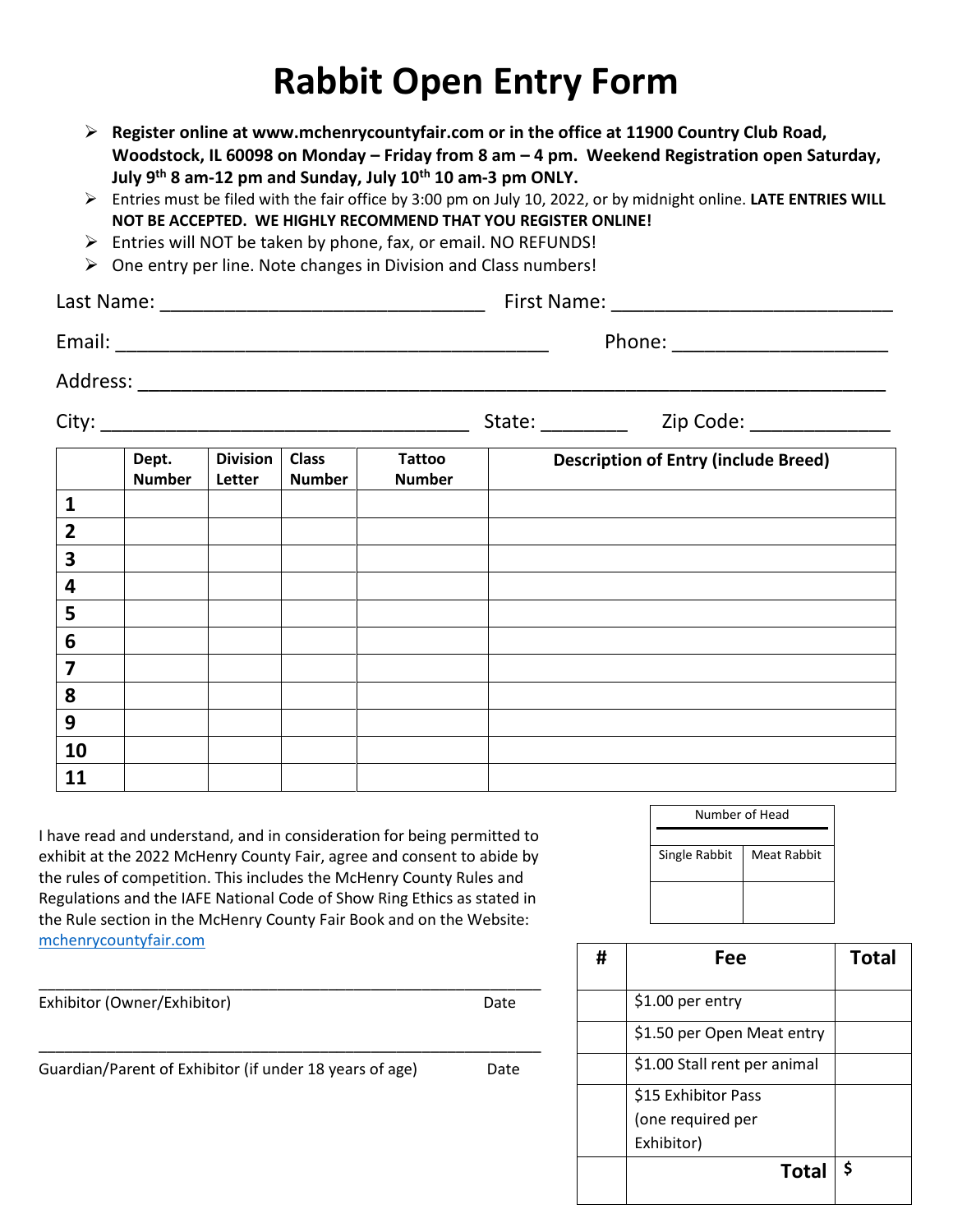# Rabbit Open Entry Form

- **Register online at www.mchenrycountyfair.com or in the office at 11900 Country Club Road, Woodstock, IL 60098 on Monday – Friday from 8 am – 4 pm. Weekend Registration open Saturday, July 9th 8 am-12 pm and Sunday, July 10th 10 am-3 pm ONLY.**
- Entries must be filed with the fair office by 3:00 pm on July 10, 2022, or by midnight online. **LATE ENTRIES WILL NOT BE ACCEPTED. WE HIGHLY RECOMMEND THAT YOU REGISTER ONLINE!**
- Entries will NOT be taken by phone, fax, or email. NO REFUNDS!
- One entry per line. Note changes in Division and Class numbers!

Last Name: ______________________________ First Name: __________________________

Email: ________________________________________ Phone: ____________________

Address: ______________________________________________________________________

City: __________________________________ State: ________ Zip Code: _____________

| | Dept. Number | Division Letter | Class Number | Tattoo Number | Description of Entry (include Breed) |
|---|---|---|---|---|---|
| **1** | | | | | |
| **2** | | | | | |
| **3** | | | | | |
| **4** | | | | | |
| **5** | | | | | |
| **6** | | | | | |
| **7** | | | | | |
| **8** | | | | | |
| **9** | | | | | |
| **10** | | | | | |
| **11** | | | | | |

I have read and understand, and in consideration for being permitted to exhibit at the 2022 McHenry County Fair, agree and consent to abide by the rules of competition. This includes the McHenry County Rules and Regulations and the IAFE National Code of Show Ring Ethics as stated in the Rule section in the McHenry County Fair Book and on the Website: mchenrycountyfair.com

| Number of Head | |
|---|---|
| Single Rabbit | Meat Rabbit |
| | |

__________________________________________________________

Exhibitor (Owner/Exhibitor) Date

__________________________________________________________

Guardian/Parent of Exhibitor (if under 18 years of age) Date

| # | Fee | Total |
|---|---|---|
| | $1.00 per entry | |
| | $1.50 per Open Meat entry | |
| | $1.00 Stall rent per animal | |
| | $15 Exhibitor Pass (one required per Exhibitor) | |
| | **Total** | $ |